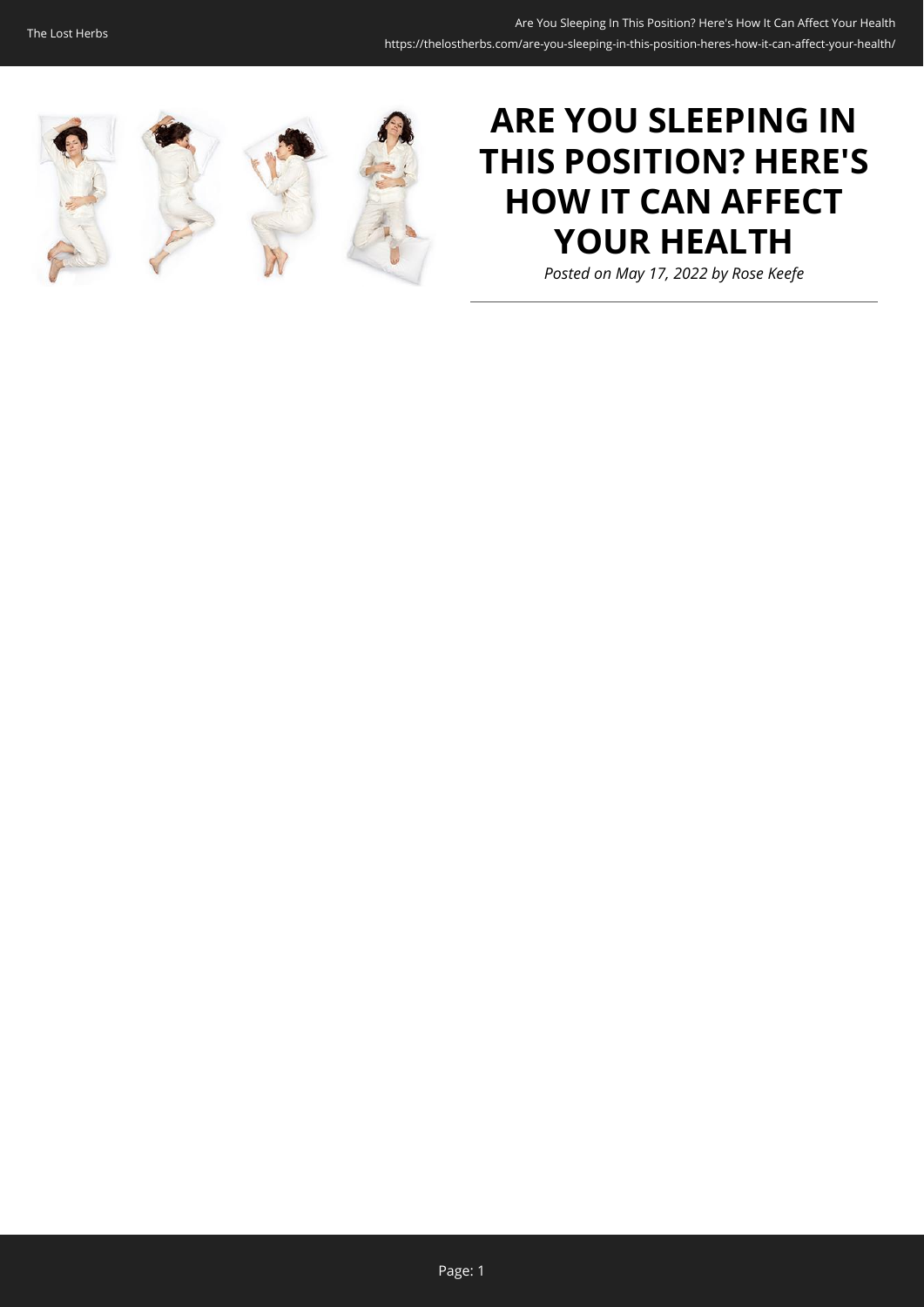# ARE YOU SLEEPING IN THIS POSITION? HERE'S HOW IT CAN AFFECT YOUR HEALTH

*Posted on May 17, 2022 by Rose Keefe*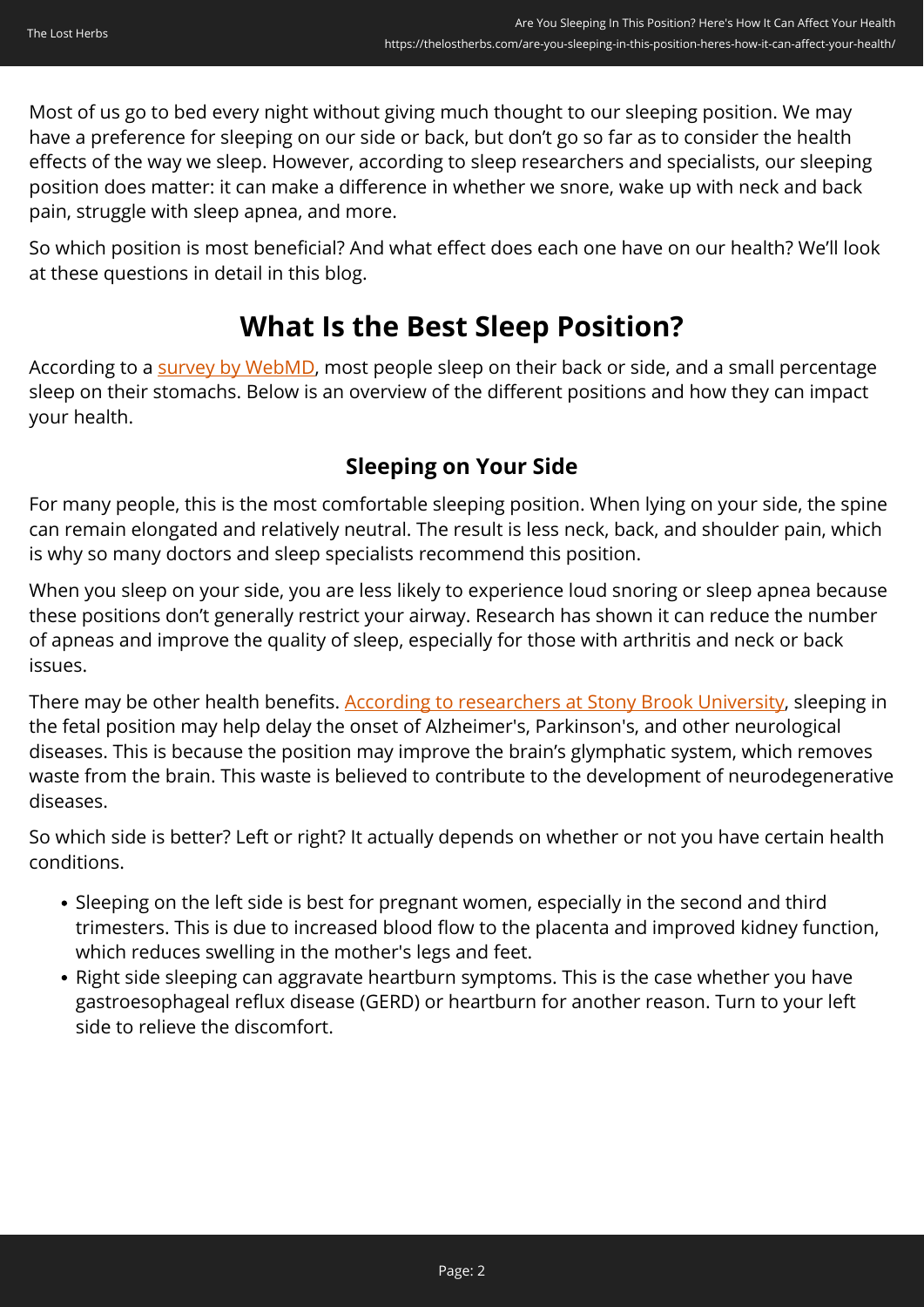Most of us go to bed every night without giving much thought to our sleeping position. We may have a preference for sleeping on our side or back, but don't go so far as to consider the health effects of the way we sleep. However, according to sleep researchers and specialists, our sleeping position does matter: it can make a difference in whether we snore, wake up with neck and back pain, struggle with sleep apnea, and more.

So which position is most beneficial? And what effect does each one have on our health? We'll look at these questions in detail in this blog.

## What Is the Best Sleep Position?

According to a survey by WebMD, most people sleep on their back or side, and a small percentage sleep on their stomachs. Below is an overview of the different positions and how they can impact your health.

### Sleeping on Your Side

For many people, this is the most comfortable sleeping position. When lying on your side, the spine can remain elongated and relatively neutral. The result is less neck, back, and shoulder pain, which is why so many doctors and sleep specialists recommend this position.

When you sleep on your side, you are less likely to experience loud snoring or sleep apnea because these positions don't generally restrict your airway. Research has shown it can reduce the number of apneas and improve the quality of sleep, especially for those with arthritis and neck or back issues.

There may be other health benefits. According to researchers at Stony Brook University, sleeping in the fetal position may help delay the onset of Alzheimer's, Parkinson's, and other neurological diseases. This is because the position may improve the brain's glymphatic system, which removes waste from the brain. This waste is believed to contribute to the development of neurodegenerative diseases.

So which side is better? Left or right? It actually depends on whether or not you have certain health conditions.

- Sleeping on the left side is best for pregnant women, especially in the second and third trimesters. This is due to increased blood flow to the placenta and improved kidney function, which reduces swelling in the mother's legs and feet.
- Right side sleeping can aggravate heartburn symptoms. This is the case whether you have gastroesophageal reflux disease (GERD) or heartburn for another reason. Turn to your left side to relieve the discomfort.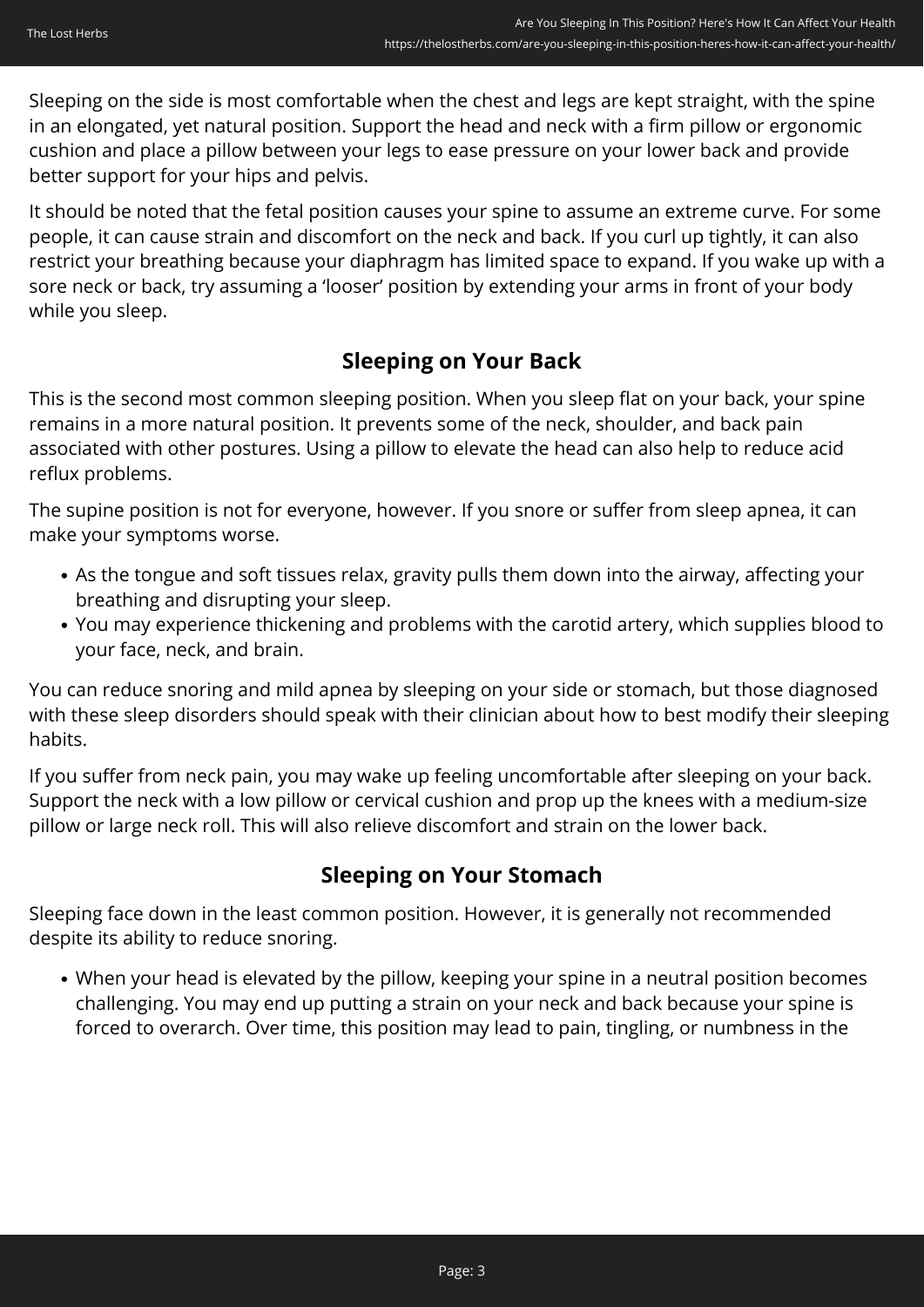Sleeping on the side is most comfortable when the chest and legs are kept straight, with the spine in an elongated, yet natural position. Support the head and neck with a firm pillow or ergonomic cushion and place a pillow between your legs to ease pressure on your lower back and provide better support for your hips and pelvis.

It should be noted that the fetal position causes your spine to assume an extreme curve. For some people, it can cause strain and discomfort on the neck and back. If you curl up tightly, it can also restrict your breathing because your diaphragm has limited space to expand. If you wake up with a sore neck or back, try assuming a 'looser' position by extending your arms in front of your body while you sleep.

## Sleeping on Your Back

This is the second most common sleeping position. When you sleep flat on your back, your spine remains in a more natural position. It prevents some of the neck, shoulder, and back pain associated with other postures. Using a pillow to elevate the head can also help to reduce acid reflux problems.

The supine position is not for everyone, however. If you snore or suffer from sleep apnea, it can make your symptoms worse.

- As the tongue and soft tissues relax, gravity pulls them down into the airway, affecting your breathing and disrupting your sleep.
- You may experience thickening and problems with the carotid artery, which supplies blood to your face, neck, and brain.

You can reduce snoring and mild apnea by sleeping on your side or stomach, but those diagnosed with these sleep disorders should speak with their clinician about how to best modify their sleeping habits.

If you suffer from neck pain, you may wake up feeling uncomfortable after sleeping on your back. Support the neck with a low pillow or cervical cushion and prop up the knees with a medium-size pillow or large neck roll. This will also relieve discomfort and strain on the lower back.

## Sleeping on Your Stomach

Sleeping face down in the least common position. However, it is generally not recommended despite its ability to reduce snoring.

- When your head is elevated by the pillow, keeping your spine in a neutral position becomes challenging. You may end up putting a strain on your neck and back because your spine is forced to overarch. Over time, this position may lead to pain, tingling, or numbness in the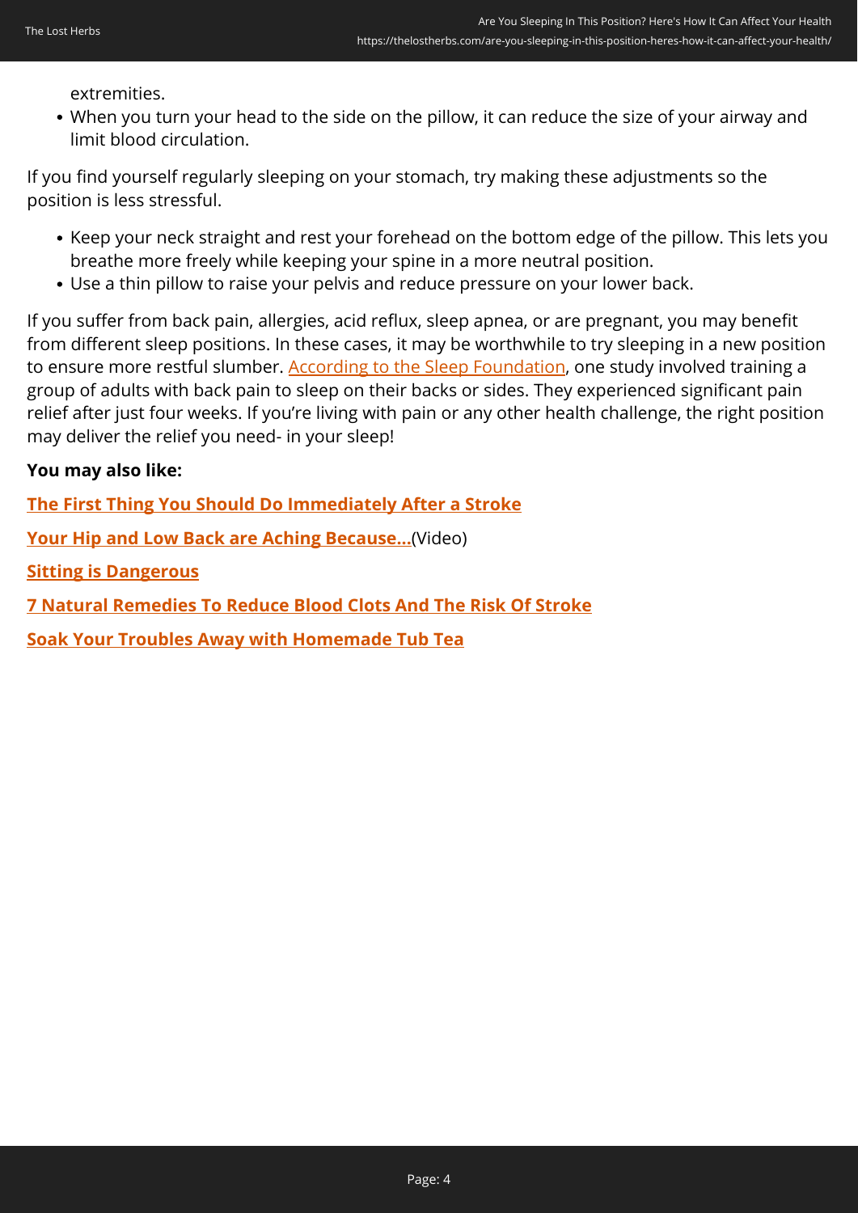extremities.
- When you turn your head to the side on the pillow, it can reduce the size of your airway and limit blood circulation.

If you find yourself regularly sleeping on your stomach, try making these adjustments so the position is less stressful.

- Keep your neck straight and rest your forehead on the bottom edge of the pillow. This lets you breathe more freely while keeping your spine in a more neutral position.
- Use a thin pillow to raise your pelvis and reduce pressure on your lower back.

If you suffer from back pain, allergies, acid reflux, sleep apnea, or are pregnant, you may benefit from different sleep positions. In these cases, it may be worthwhile to try sleeping in a new position to ensure more restful slumber. According to the Sleep Foundation, one study involved training a group of adults with back pain to sleep on their backs or sides. They experienced significant pain relief after just four weeks. If you're living with pain or any other health challenge, the right position may deliver the relief you need- in your sleep!

**You may also like:**

**The First Thing You Should Do Immediately After a Stroke**

**Your Hip and Low Back are Aching Because...**(Video)

**Sitting is Dangerous**

**7 Natural Remedies To Reduce Blood Clots And The Risk Of Stroke**

**Soak Your Troubles Away with Homemade Tub Tea**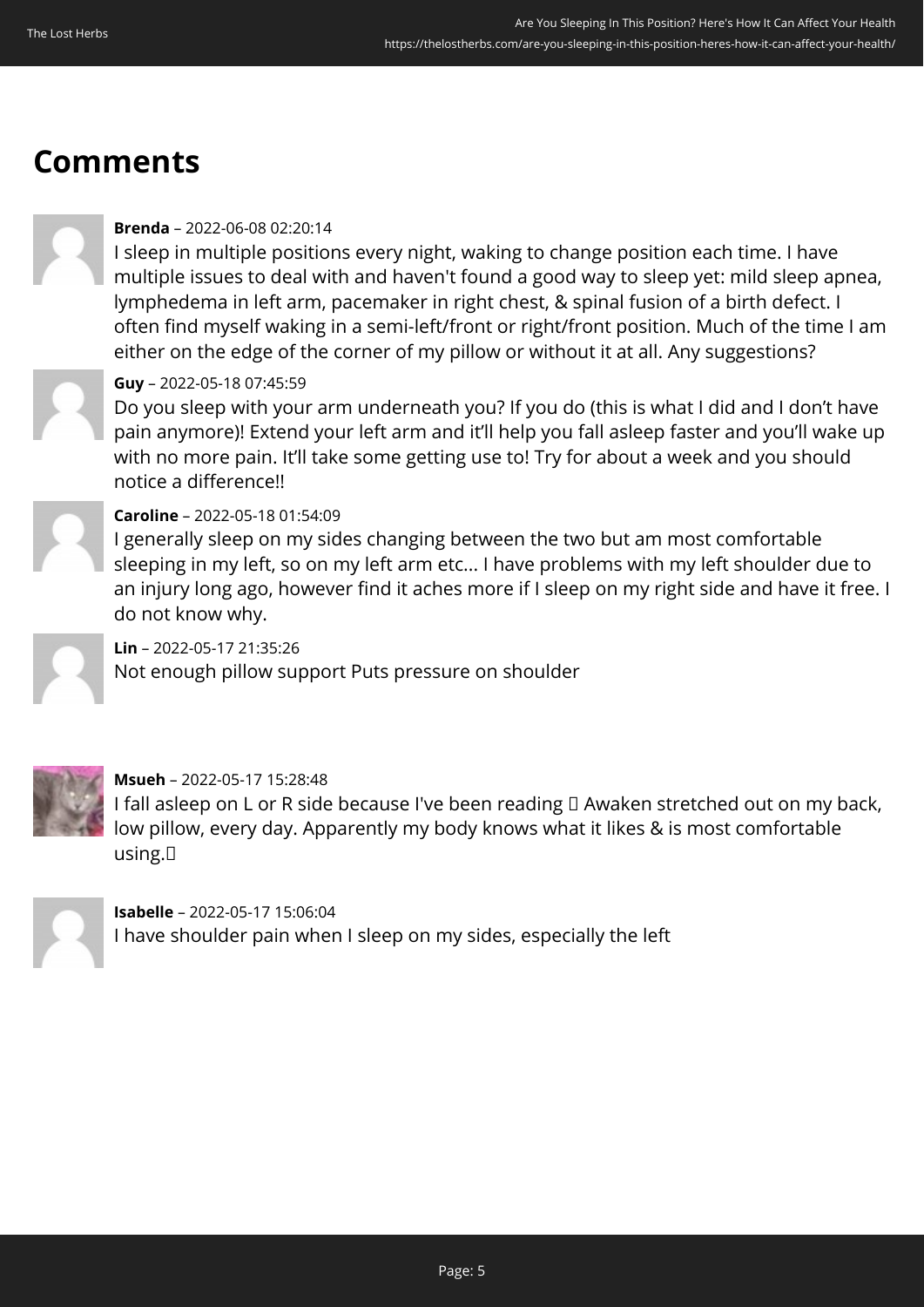## Comments

**Brenda** – 2022-06-08 02:20:14

I sleep in multiple positions every night, waking to change position each time. I have multiple issues to deal with and haven't found a good way to sleep yet: mild sleep apnea, lymphedema in left arm, pacemaker in right chest, & spinal fusion of a birth defect. I often find myself waking in a semi-left/front or right/front position. Much of the time I am either on the edge of the corner of my pillow or without it at all. Any suggestions?

**Guy** – 2022-05-18 07:45:59

Do you sleep with your arm underneath you? If you do (this is what I did and I don't have pain anymore)! Extend your left arm and it'll help you fall asleep faster and you'll wake up with no more pain. It'll take some getting use to! Try for about a week and you should notice a difference!!

**Caroline** – 2022-05-18 01:54:09

I generally sleep on my sides changing between the two but am most comfortable sleeping in my left, so on my left arm etc... I have problems with my left shoulder due to an injury long ago, however find it aches more if I sleep on my right side and have it free. I do not know why.

**Lin** – 2022-05-17 21:35:26

Not enough pillow support Puts pressure on shoulder

**Msueh** – 2022-05-17 15:28:48

I fall asleep on L or R side because I've been reading  Awaken stretched out on my back, low pillow, every day. Apparently my body knows what it likes & is most comfortable using.

**Isabelle** – 2022-05-17 15:06:04

I have shoulder pain when I sleep on my sides, especially the left